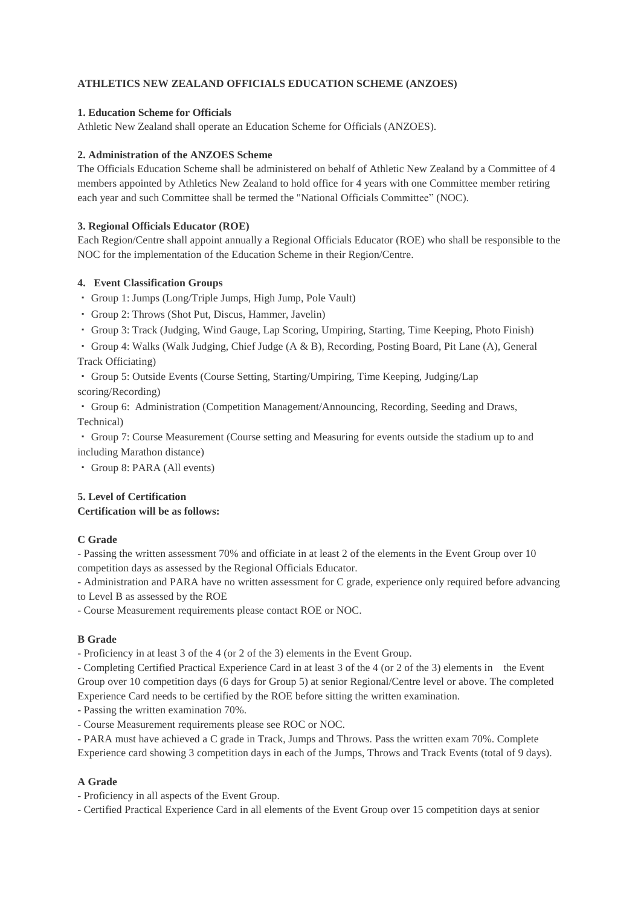**ATHLETICS NEW ZEALAND OFFICIALS EDUCATION SCHEME (ANZOES)**

**1. Education Scheme for Officials**

Athletic New Zealand shall operate an Education Scheme for Officials (ANZOES).

**2. Administration of the ANZOES Scheme**

The Officials Education Scheme shall be administered on behalf of Athletic New Zealand by a Committee of 4 members appointed by Athletics New Zealand to hold office for 4 years with one Committee member retiring each year and such Committee shall be termed the "National Officials Committee" (NOC).

**3. Regional Officials Educator (ROE)**

Each Region/Centre shall appoint annually a Regional Officials Educator (ROE) who shall be responsible to the NOC for the implementation of the Education Scheme in their Region/Centre.

**4. Event Classification Groups**

- Group 1: Jumps (Long/Triple Jumps, High Jump, Pole Vault)
- Group 2: Throws (Shot Put, Discus, Hammer, Javelin)
- Group 3: Track (Judging, Wind Gauge, Lap Scoring, Umpiring, Starting, Time Keeping, Photo Finish)
- Group 4: Walks (Walk Judging, Chief Judge (A & B), Recording, Posting Board, Pit Lane (A), General Track Officiating)
- Group 5: Outside Events (Course Setting, Starting/Umpiring, Time Keeping, Judging/Lap scoring/Recording)
- Group 6: Administration (Competition Management/Announcing, Recording, Seeding and Draws, Technical)
- Group 7: Course Measurement (Course setting and Measuring for events outside the stadium up to and including Marathon distance)
- Group 8: PARA (All events)

**5. Level of Certification**

**Certification will be as follows:**

**C Grade**

- Passing the written assessment 70% and officiate in at least 2 of the elements in the Event Group over 10 competition days as assessed by the Regional Officials Educator.
- Administration and PARA have no written assessment for C grade, experience only required before advancing to Level B as assessed by the ROE
- Course Measurement requirements please contact ROE or NOC.

**B Grade**

- Proficiency in at least 3 of the 4 (or 2 of the 3) elements in the Event Group.
- Completing Certified Practical Experience Card in at least 3 of the 4 (or 2 of the 3) elements in the Event Group over 10 competition days (6 days for Group 5) at senior Regional/Centre level or above. The completed Experience Card needs to be certified by the ROE before sitting the written examination.
- Passing the written examination 70%.
- Course Measurement requirements please see ROC or NOC.
- PARA must have achieved a C grade in Track, Jumps and Throws. Pass the written exam 70%. Complete Experience card showing 3 competition days in each of the Jumps, Throws and Track Events (total of 9 days).

**A Grade**

- Proficiency in all aspects of the Event Group.
- Certified Practical Experience Card in all elements of the Event Group over 15 competition days at senior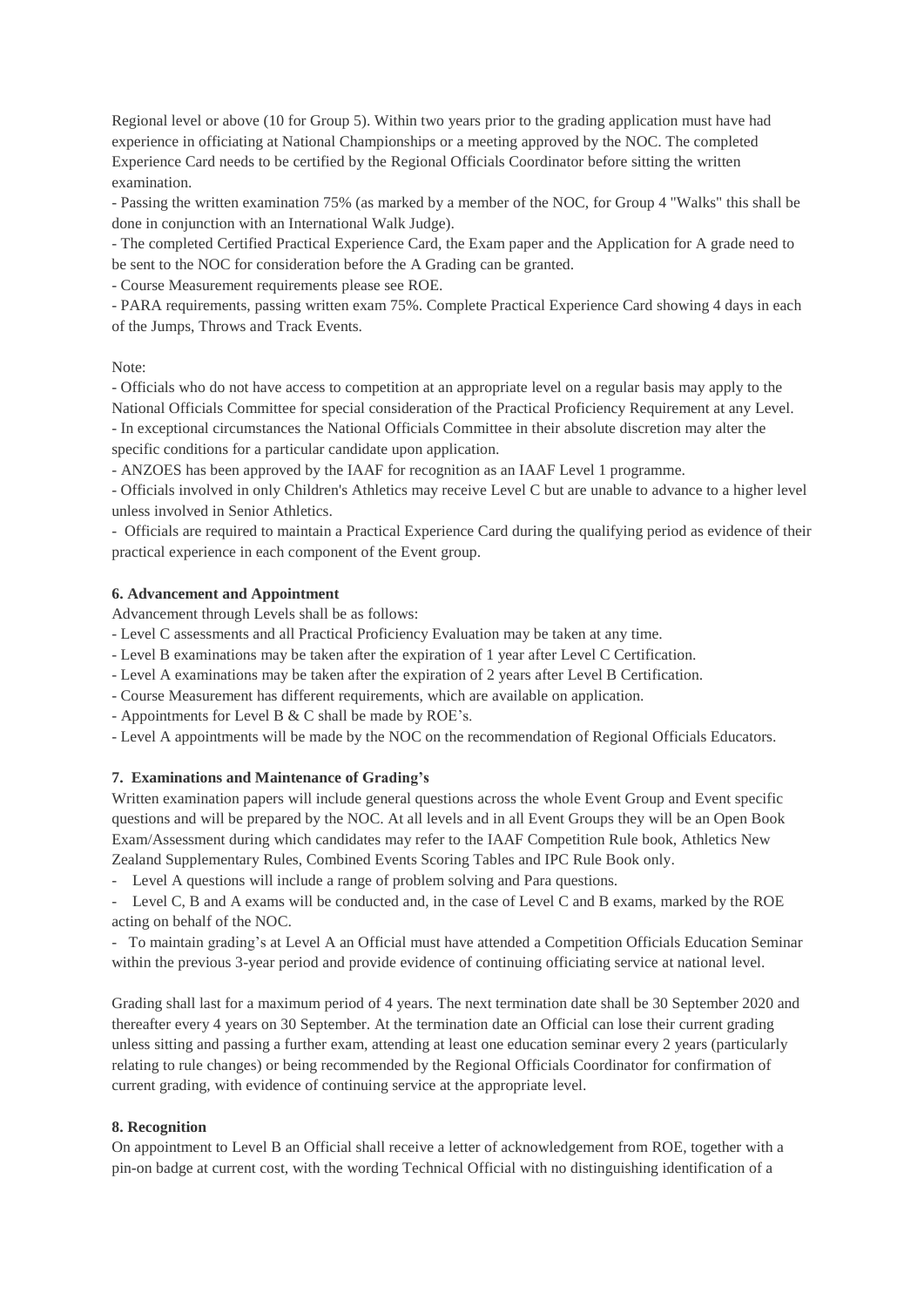Regional level or above (10 for Group 5). Within two years prior to the grading application must have had experience in officiating at National Championships or a meeting approved by the NOC. The completed Experience Card needs to be certified by the Regional Officials Coordinator before sitting the written examination.

- Passing the written examination 75% (as marked by a member of the NOC, for Group 4 "Walks" this shall be done in conjunction with an International Walk Judge).
- The completed Certified Practical Experience Card, the Exam paper and the Application for A grade need to be sent to the NOC for consideration before the A Grading can be granted.
- Course Measurement requirements please see ROE.
- PARA requirements, passing written exam 75%. Complete Practical Experience Card showing 4 days in each of the Jumps, Throws and Track Events.

Note:

- Officials who do not have access to competition at an appropriate level on a regular basis may apply to the National Officials Committee for special consideration of the Practical Proficiency Requirement at any Level.
- In exceptional circumstances the National Officials Committee in their absolute discretion may alter the specific conditions for a particular candidate upon application.
- ANZOES has been approved by the IAAF for recognition as an IAAF Level 1 programme.
- Officials involved in only Children's Athletics may receive Level C but are unable to advance to a higher level unless involved in Senior Athletics.
- Officials are required to maintain a Practical Experience Card during the qualifying period as evidence of their practical experience in each component of the Event group.

**6. Advancement and Appointment**

Advancement through Levels shall be as follows:

- Level C assessments and all Practical Proficiency Evaluation may be taken at any time.
- Level B examinations may be taken after the expiration of 1 year after Level C Certification.
- Level A examinations may be taken after the expiration of 2 years after Level B Certification.
- Course Measurement has different requirements, which are available on application.
- Appointments for Level B & C shall be made by ROE's.
- Level A appointments will be made by the NOC on the recommendation of Regional Officials Educators.

**7. Examinations and Maintenance of Grading's**

Written examination papers will include general questions across the whole Event Group and Event specific questions and will be prepared by the NOC. At all levels and in all Event Groups they will be an Open Book Exam/Assessment during which candidates may refer to the IAAF Competition Rule book, Athletics New Zealand Supplementary Rules, Combined Events Scoring Tables and IPC Rule Book only.

- Level A questions will include a range of problem solving and Para questions.
- Level C, B and A exams will be conducted and, in the case of Level C and B exams, marked by the ROE acting on behalf of the NOC.
- To maintain grading's at Level A an Official must have attended a Competition Officials Education Seminar within the previous 3-year period and provide evidence of continuing officiating service at national level.

Grading shall last for a maximum period of 4 years. The next termination date shall be 30 September 2020 and thereafter every 4 years on 30 September. At the termination date an Official can lose their current grading unless sitting and passing a further exam, attending at least one education seminar every 2 years (particularly relating to rule changes) or being recommended by the Regional Officials Coordinator for confirmation of current grading, with evidence of continuing service at the appropriate level.

**8. Recognition**

On appointment to Level B an Official shall receive a letter of acknowledgement from ROE, together with a pin-on badge at current cost, with the wording Technical Official with no distinguishing identification of a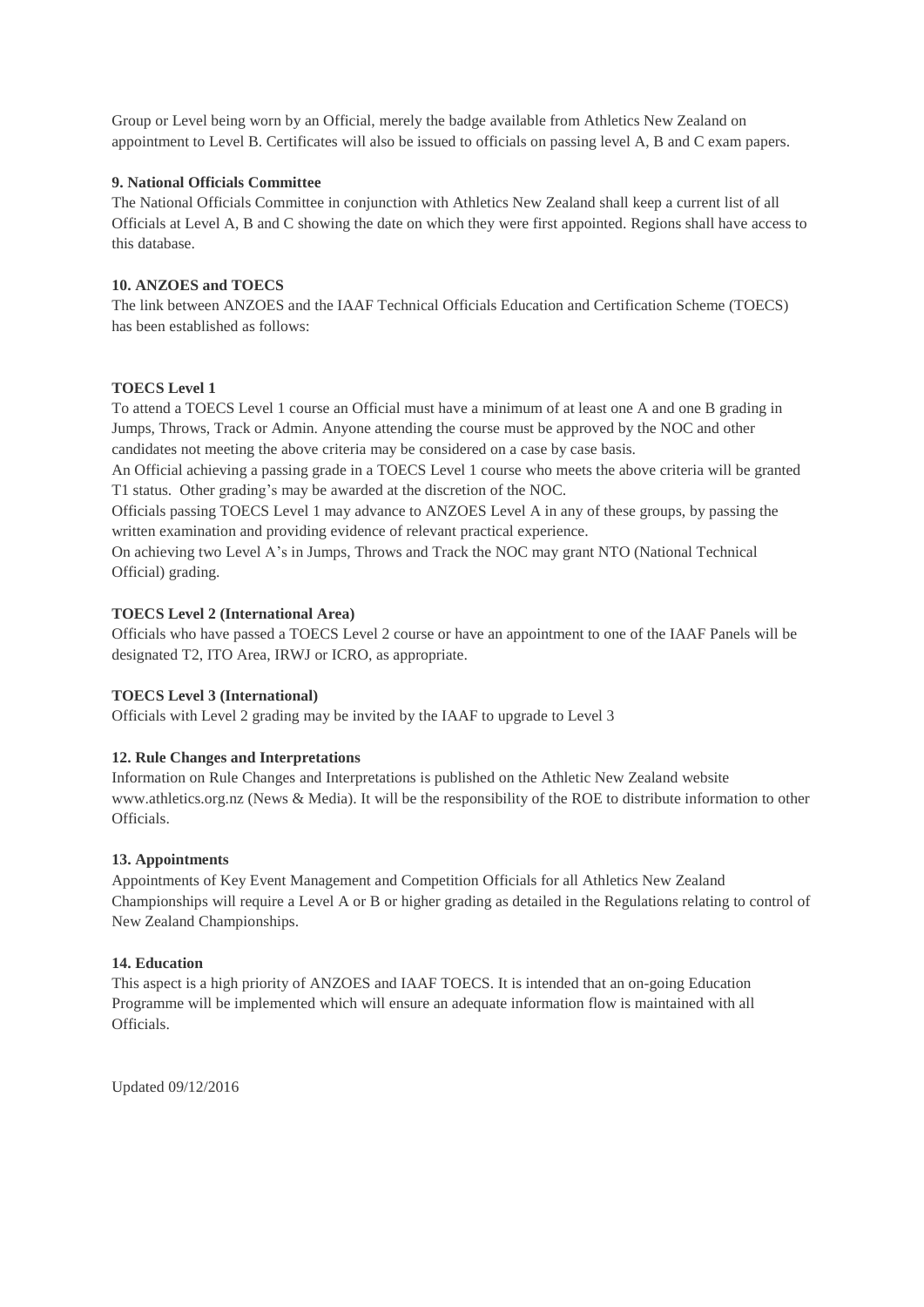Group or Level being worn by an Official, merely the badge available from Athletics New Zealand on appointment to Level B. Certificates will also be issued to officials on passing level A, B and C exam papers.

**9. National Officials Committee**

The National Officials Committee in conjunction with Athletics New Zealand shall keep a current list of all Officials at Level A, B and C showing the date on which they were first appointed. Regions shall have access to this database.

**10. ANZOES and TOECS**

The link between ANZOES and the IAAF Technical Officials Education and Certification Scheme (TOECS) has been established as follows:

**TOECS Level 1**

To attend a TOECS Level 1 course an Official must have a minimum of at least one A and one B grading in Jumps, Throws, Track or Admin. Anyone attending the course must be approved by the NOC and other candidates not meeting the above criteria may be considered on a case by case basis.

An Official achieving a passing grade in a TOECS Level 1 course who meets the above criteria will be granted T1 status. Other grading's may be awarded at the discretion of the NOC.

Officials passing TOECS Level 1 may advance to ANZOES Level A in any of these groups, by passing the written examination and providing evidence of relevant practical experience.

On achieving two Level A's in Jumps, Throws and Track the NOC may grant NTO (National Technical Official) grading.

**TOECS Level 2 (International Area)**

Officials who have passed a TOECS Level 2 course or have an appointment to one of the IAAF Panels will be designated T2, ITO Area, IRWJ or ICRO, as appropriate.

**TOECS Level 3 (International)**

Officials with Level 2 grading may be invited by the IAAF to upgrade to Level 3

**12. Rule Changes and Interpretations**

Information on Rule Changes and Interpretations is published on the Athletic New Zealand website www.athletics.org.nz (News & Media). It will be the responsibility of the ROE to distribute information to other Officials.

**13. Appointments**

Appointments of Key Event Management and Competition Officials for all Athletics New Zealand Championships will require a Level A or B or higher grading as detailed in the Regulations relating to control of New Zealand Championships.

**14. Education**

This aspect is a high priority of ANZOES and IAAF TOECS. It is intended that an on-going Education Programme will be implemented which will ensure an adequate information flow is maintained with all Officials.

Updated 09/12/2016